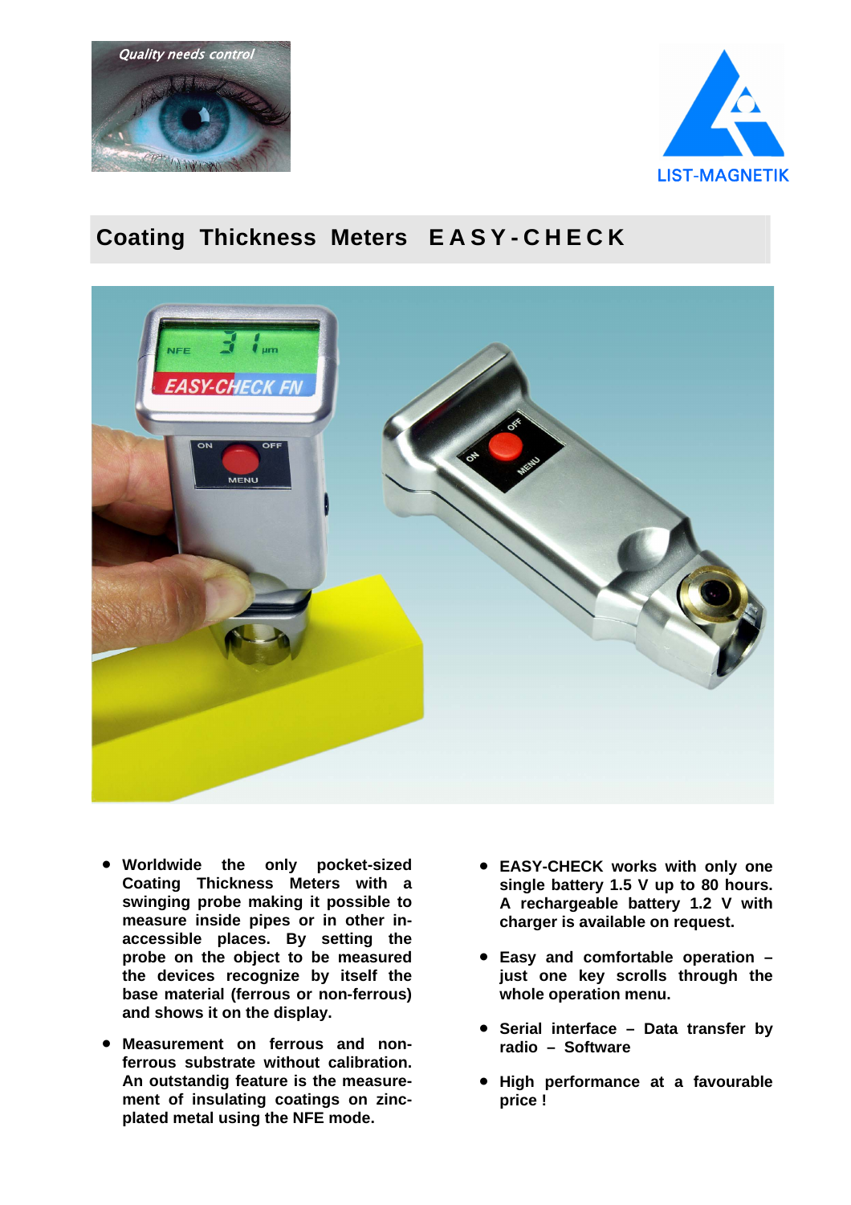# Coating Thickness Meters EASY-CHECK

- **Worldwide the only pocket-sized Coating Thickness Meters with a swinging probe making it possible to measure inside pipes or in other in-accessible places. By setting the probe on the object to be measured the devices recognize by itself the base material (ferrous or non-ferrous) and shows it on the display.**

- **Measurement on ferrous and non-ferrous substrate without calibration. An outstandig feature is the measure-ment of insulating coatings on zinc-plated metal using the NFE mode.**

- **EASY-CHECK works with only one single battery 1.5 V up to 80 hours. A rechargeable battery 1.2 V with charger is available on request.**

- **Easy and comfortable operation – just one key scrolls through the whole operation menu.**

- **Serial interface – Data transfer by radio – Software**

- **High performance at a favourable price !**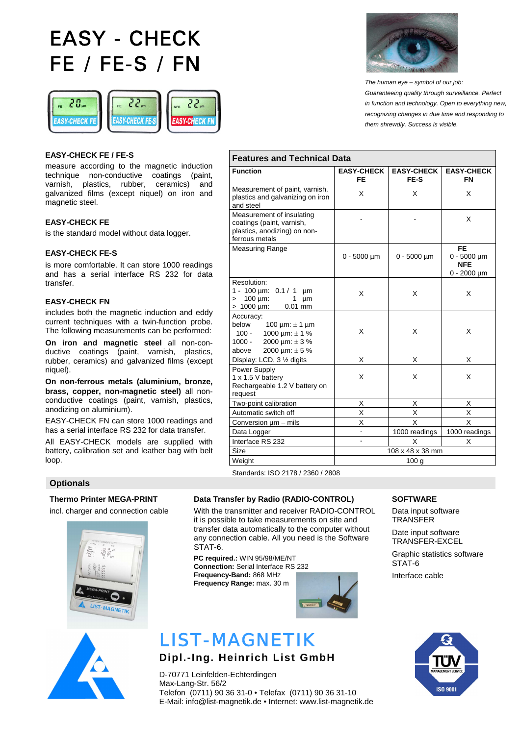# EASY - CHECK
# FE / FE-S / FN

*The human eye – symbol of our job: Guaranteeing quality through surveillance. Perfect in function and technology. Open to everything new, recognizing changes in due time and responding to them shrewdly. Success is visible.*

### EASY-CHECK FE / FE-S

measure according to the magnetic induction technique non-conductive coatings (paint, varnish, plastics, rubber, ceramics) and galvanized films (except niquel) on iron and magnetic steel.

### EASY-CHECK FE

is the standard model without data logger.

### EASY-CHECK FE-S

is more comfortable. It can store 1000 readings and has a serial interface RS 232 for data transfer.

### EASY-CHECK FN

includes both the magnetic induction and eddy current techniques with a twin-function probe. The following measurements can be performed:

**On iron and magnetic steel** all non-conductive coatings (paint, varnish, plastics, rubber, ceramics) and galvanized films (except niquel).

**On non-ferrous metals (aluminium, bronze, brass, copper, non-magnetic steel)** all non-conductive coatings (paint, varnish, plastics, anodizing on aluminium).

EASY-CHECK FN can store 1000 readings and has a serial interface RS 232 for data transfer.

All EASY-CHECK models are supplied with battery, calibration set and leather bag with belt loop.

### Features and Technical Data

| Function | EASY-CHECK FE | EASY-CHECK FE-S | EASY-CHECK FN |
|---|---|---|---|
| Measurement of paint, varnish, plastics and galvanizing on iron and steel | X | X | X |
| Measurement of insulating coatings (paint, varnish, plastics, anodizing) on non-ferrous metals | - | - | X |
| Measuring Range | 0 - 5000 µm | 0 - 5000 µm | **FE** 0 - 5000 µm **NFE** 0 - 2000 µm |
| Resolution: 1 - 100 µm: 0.1 / 1 µm; > 100 µm: 1 µm; > 1000 µm: 0.01 mm | X | X | X |
| Accuracy: below 100 µm: ± 1 µm; 100 - 1000 µm: ± 1 %; 1000 - 2000 µm: ± 3 %; above 2000 µm: ± 5 % | X | X | X |
| Display: LCD, 3 ½ digits | X | X | X |
| Power Supply 1 x 1.5 V battery; Rechargeable 1.2 V battery on request | X | X | X |
| Two-point calibration | X | X | X |
| Automatic switch off | X | X | X |
| Conversion µm – mils | X | X | X |
| Data Logger | - | 1000 readings | 1000 readings |
| Interface RS 232 | - | X | X |
| Size | 108 x 48 x 38 mm | | |
| Weight | 100 g | | |

Standards: ISO 2178 / 2360 / 2808

## Optionals

**Thermo Printer MEGA-PRINT**

incl. charger and connection cable

**Data Transfer by Radio (RADIO-CONTROL)**

With the transmitter and receiver RADIO-CONTROL it is possible to take measurements on site and transfer data automatically to the computer without any connection cable. All you need is the Software STAT-6.

**PC required.:** WIN 95/98/ME/NT
**Connection:** Serial Interface RS 232
**Frequency-Band:** 868 MHz
**Frequency Range:** max. 30 m

**SOFTWARE**

Data input software TRANSFER

Date input software TRANSFER-EXCEL

Graphic statistics software STAT-6

Interface cable

# LIST-MAGNETIK

**Dipl.-Ing. Heinrich List GmbH**

D-70771 Leinfelden-Echterdingen
Max-Lang-Str. 56/2
Telefon (0711) 90 36 31-0 • Telefax (0711) 90 36 31-10
E-Mail: info@list-magnetik.de • Internet: www.list-magnetik.de